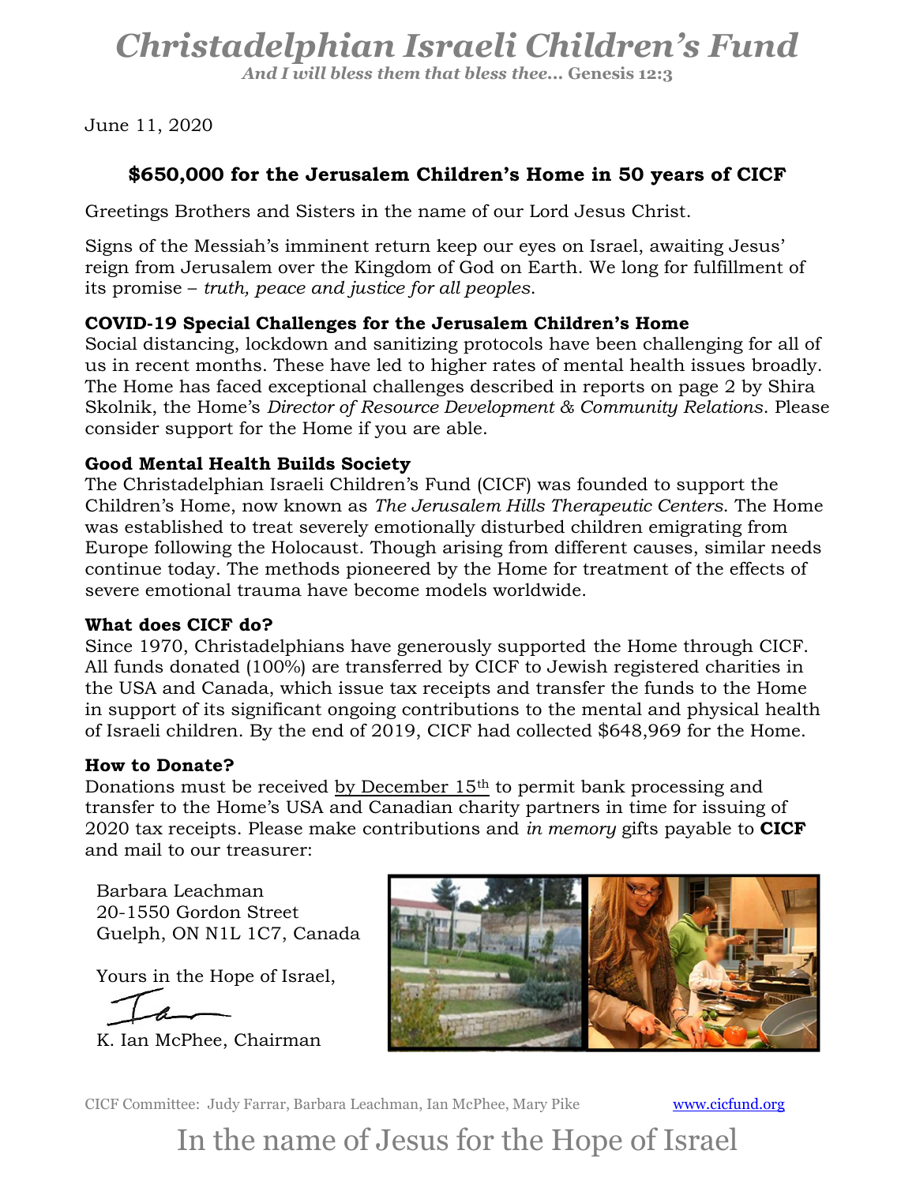# Christadelphian Israeli Children's Fund

***And I will bless them that bless thee… Genesis 12:3***

June 11, 2020

## $650,000 for the Jerusalem Children's Home in 50 years of CICF

Greetings Brothers and Sisters in the name of our Lord Jesus Christ.

Signs of the Messiah's imminent return keep our eyes on Israel, awaiting Jesus' reign from Jerusalem over the Kingdom of God on Earth. We long for fulfillment of its promise – *truth, peace and justice for all peoples*.

### COVID-19 Special Challenges for the Jerusalem Children's Home

Social distancing, lockdown and sanitizing protocols have been challenging for all of us in recent months. These have led to higher rates of mental health issues broadly. The Home has faced exceptional challenges described in reports on page 2 by Shira Skolnik, the Home's *Director of Resource Development & Community Relations*. Please consider support for the Home if you are able.

### Good Mental Health Builds Society

The Christadelphian Israeli Children's Fund (CICF) was founded to support the Children's Home, now known as *The Jerusalem Hills Therapeutic Centers*. The Home was established to treat severely emotionally disturbed children emigrating from Europe following the Holocaust. Though arising from different causes, similar needs continue today. The methods pioneered by the Home for treatment of the effects of severe emotional trauma have become models worldwide.

### What does CICF do?

Since 1970, Christadelphians have generously supported the Home through CICF. All funds donated (100%) are transferred by CICF to Jewish registered charities in the USA and Canada, which issue tax receipts and transfer the funds to the Home in support of its significant ongoing contributions to the mental and physical health of Israeli children. By the end of 2019, CICF had collected $648,969 for the Home.

### How to Donate?

Donations must be received by December 15th to permit bank processing and transfer to the Home's USA and Canadian charity partners in time for issuing of 2020 tax receipts. Please make contributions and *in memory* gifts payable to **CICF** and mail to our treasurer:

Barbara Leachman
20-1550 Gordon Street
Guelph, ON N1L 1C7, Canada

Yours in the Hope of Israel,

K. Ian McPhee, Chairman

CICF Committee: Judy Farrar, Barbara Leachman, Ian McPhee, Mary Pike — www.cicfund.org

In the name of Jesus for the Hope of Israel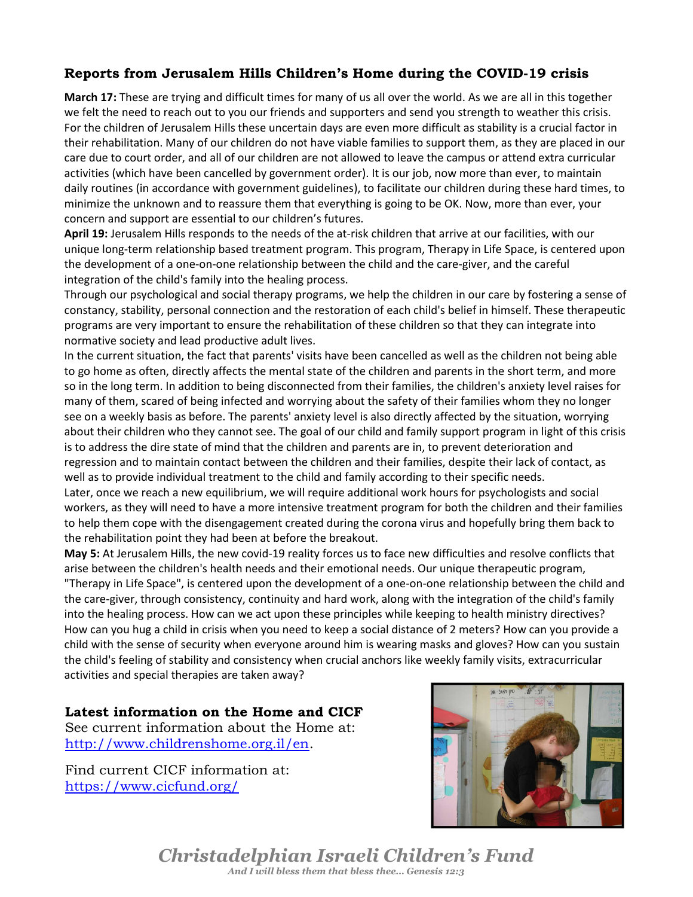## Reports from Jerusalem Hills Children's Home during the COVID-19 crisis

**March 17:** These are trying and difficult times for many of us all over the world. As we are all in this together we felt the need to reach out to you our friends and supporters and send you strength to weather this crisis. For the children of Jerusalem Hills these uncertain days are even more difficult as stability is a crucial factor in their rehabilitation. Many of our children do not have viable families to support them, as they are placed in our care due to court order, and all of our children are not allowed to leave the campus or attend extra curricular activities (which have been cancelled by government order). It is our job, now more than ever, to maintain daily routines (in accordance with government guidelines), to facilitate our children during these hard times, to minimize the unknown and to reassure them that everything is going to be OK. Now, more than ever, your concern and support are essential to our children's futures.

**April 19:** Jerusalem Hills responds to the needs of the at-risk children that arrive at our facilities, with our unique long-term relationship based treatment program. This program, Therapy in Life Space, is centered upon the development of a one-on-one relationship between the child and the care-giver, and the careful integration of the child's family into the healing process.

Through our psychological and social therapy programs, we help the children in our care by fostering a sense of constancy, stability, personal connection and the restoration of each child's belief in himself. These therapeutic programs are very important to ensure the rehabilitation of these children so that they can integrate into normative society and lead productive adult lives.

In the current situation, the fact that parents' visits have been cancelled as well as the children not being able to go home as often, directly affects the mental state of the children and parents in the short term, and more so in the long term. In addition to being disconnected from their families, the children's anxiety level raises for many of them, scared of being infected and worrying about the safety of their families whom they no longer see on a weekly basis as before. The parents' anxiety level is also directly affected by the situation, worrying about their children who they cannot see. The goal of our child and family support program in light of this crisis is to address the dire state of mind that the children and parents are in, to prevent deterioration and regression and to maintain contact between the children and their families, despite their lack of contact, as well as to provide individual treatment to the child and family according to their specific needs.

Later, once we reach a new equilibrium, we will require additional work hours for psychologists and social workers, as they will need to have a more intensive treatment program for both the children and their families to help them cope with the disengagement created during the corona virus and hopefully bring them back to the rehabilitation point they had been at before the breakout.

**May 5:** At Jerusalem Hills, the new covid-19 reality forces us to face new difficulties and resolve conflicts that arise between the children's health needs and their emotional needs. Our unique therapeutic program, "Therapy in Life Space", is centered upon the development of a one-on-one relationship between the child and the care-giver, through consistency, continuity and hard work, along with the integration of the child's family into the healing process. How can we act upon these principles while keeping to health ministry directives? How can you hug a child in crisis when you need to keep a social distance of 2 meters? How can you provide a child with the sense of security when everyone around him is wearing masks and gloves? How can you sustain the child's feeling of stability and consistency when crucial anchors like weekly family visits, extracurricular activities and special therapies are taken away?

### Latest information on the Home and CICF

See current information about the Home at: http://www.childrenshome.org.il/en.

Find current CICF information at: https://www.cicfund.org/

*Christadelphian Israeli Children's Fund*

*And I will bless them that bless thee... Genesis 12:3*